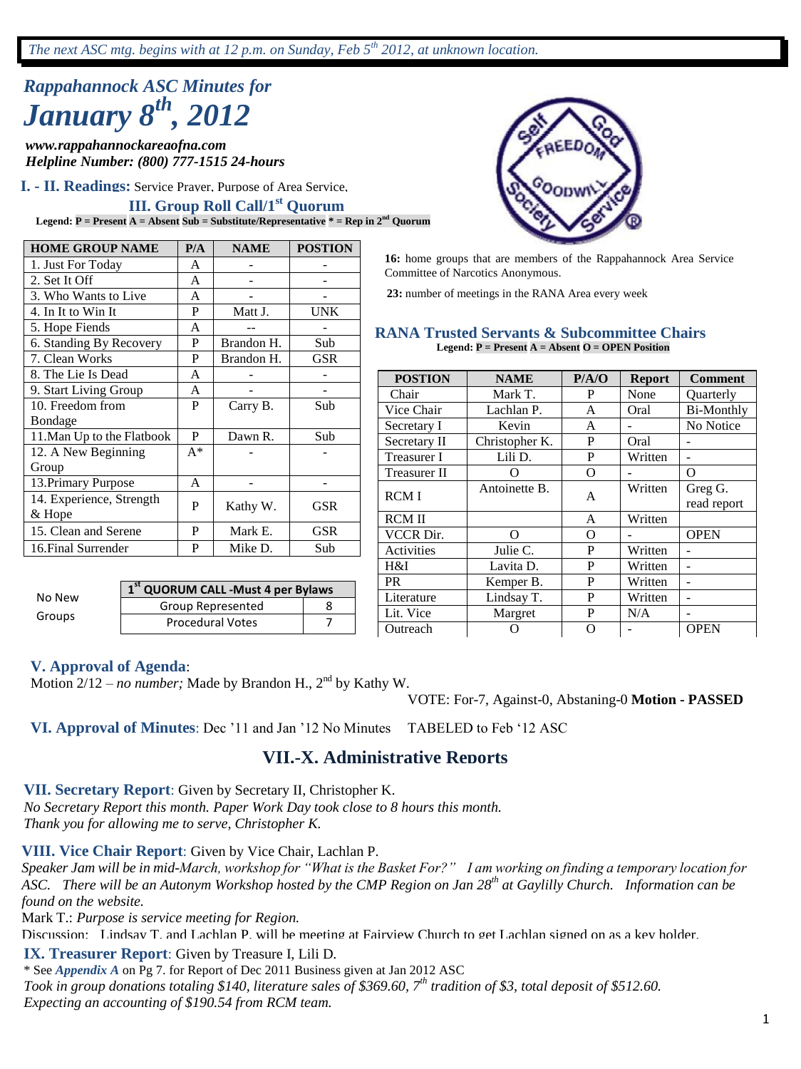*The next ASC mtg. begins with at 12 p.m. on Sunday, Feb 5th 2012, at unknown location.*

# *Rappahannock ASC Minutes for January 8th, 2012*

***www.rappahannockareaofna.com***
***Helpline Number: (800) 777-1515 24-hours***

## I. - II. Readings: Service Prayer, Purpose of Area Service.

## III. Group Roll Call/1st Quorum

**Legend: P = Present A = Absent Sub = Substitute/Representative * = Rep in 2nd Quorum**

| HOME GROUP NAME | P/A | NAME | POSTION |
|---|---|---|---|
| 1. Just For Today | A | - | - |
| 2. Set It Off | A | - | - |
| 3. Who Wants to Live | A | - | - |
| 4. In It to Win It | P | Matt J. | UNK |
| 5. Hope Fiends | A | -- | - |
| 6. Standing By Recovery | P | Brandon H. | Sub |
| 7. Clean Works | P | Brandon H. | GSR |
| 8. The Lie Is Dead | A | - | - |
| 9. Start Living Group | A | - | - |
| 10. Freedom from Bondage | P | Carry B. | Sub |
| 11.Man Up to the Flatbook | P | Dawn R. | Sub |
| 12. A New Beginning Group | A* | - | - |
| 13.Primary Purpose | A | - | - |
| 14. Experience, Strength & Hope | P | Kathy W. | GSR |
| 15. Clean and Serene | P | Mark E. | GSR |
| 16.Final Surrender | P | Mike D. | Sub |

No New Groups

| 1st QUORUM CALL -Must 4 per Bylaws | |
|---|---|
| Group Represented | 8 |
| Procedural Votes | 7 |

**16:** home groups that are members of the Rappahannock Area Service Committee of Narcotics Anonymous.

**23:** number of meetings in the RANA Area every week

## RANA Trusted Servants & Subcommittee Chairs

**Legend: P = Present A = Absent O = OPEN Position**

| POSTION | NAME | P/A/O | Report | Comment |
|---|---|---|---|---|
| Chair | Mark T. | P | None | Quarterly |
| Vice Chair | Lachlan P. | A | Oral | Bi-Monthly |
| Secretary I | Kevin | A | - | No Notice |
| Secretary II | Christopher K. | P | Oral | - |
| Treasurer I | Lili D. | P | Written | - |
| Treasurer II | O | O | - | O |
| RCM I | Antoinette B. | A | Written | Greg G. read report |
| RCM II | | A | Written | |
| VCCR Dir. | O | O | - | OPEN |
| Activities | Julie C. | P | Written | - |
| H&I | Lavita D. | P | Written | - |
| PR | Kemper B. | P | Written | - |
| Literature | Lindsay T. | P | Written | - |
| Lit. Vice | Margret | P | N/A | - |
| Outreach | O | O | - | OPEN |

## V. Approval of Agenda:

Motion 2/12 – *no number;* Made by Brandon H., 2nd by Kathy W.

VOTE: For-7, Against-0, Abstaning-0 **Motion - PASSED**

## VI. Approval of Minutes: Dec '11 and Jan '12 No Minutes TABLED to Feb '12 ASC

# VII.-X. Administrative Reports

## VII. Secretary Report: Given by Secretary II, Christopher K.

*No Secretary Report this month. Paper Work Day took close to 8 hours this month.*
*Thank you for allowing me to serve, Christopher K.*

## VIII. Vice Chair Report: Given by Vice Chair, Lachlan P.

*Speaker Jam will be in mid-March, workshop for "What is the Basket For?" I am working on finding a temporary location for ASC. There will be an Autonym Workshop hosted by the CMP Region on Jan 28th at Gaylilly Church. Information can be found on the website.*

Mark T.: *Purpose is service meeting for Region.*

Discussion: Lindsay T. and Lachlan P. will be meeting at Fairview Church to get Lachlan signed on as a key holder.

## IX. Treasurer Report: Given by Treasure I, Lili D.

\* See ***Appendix A*** on Pg 7. for Report of Dec 2011 Business given at Jan 2012 ASC

*Took in group donations totaling $140, literature sales of $369.60, 7th tradition of $3, total deposit of $512.60. Expecting an accounting of $190.54 from RCM team.*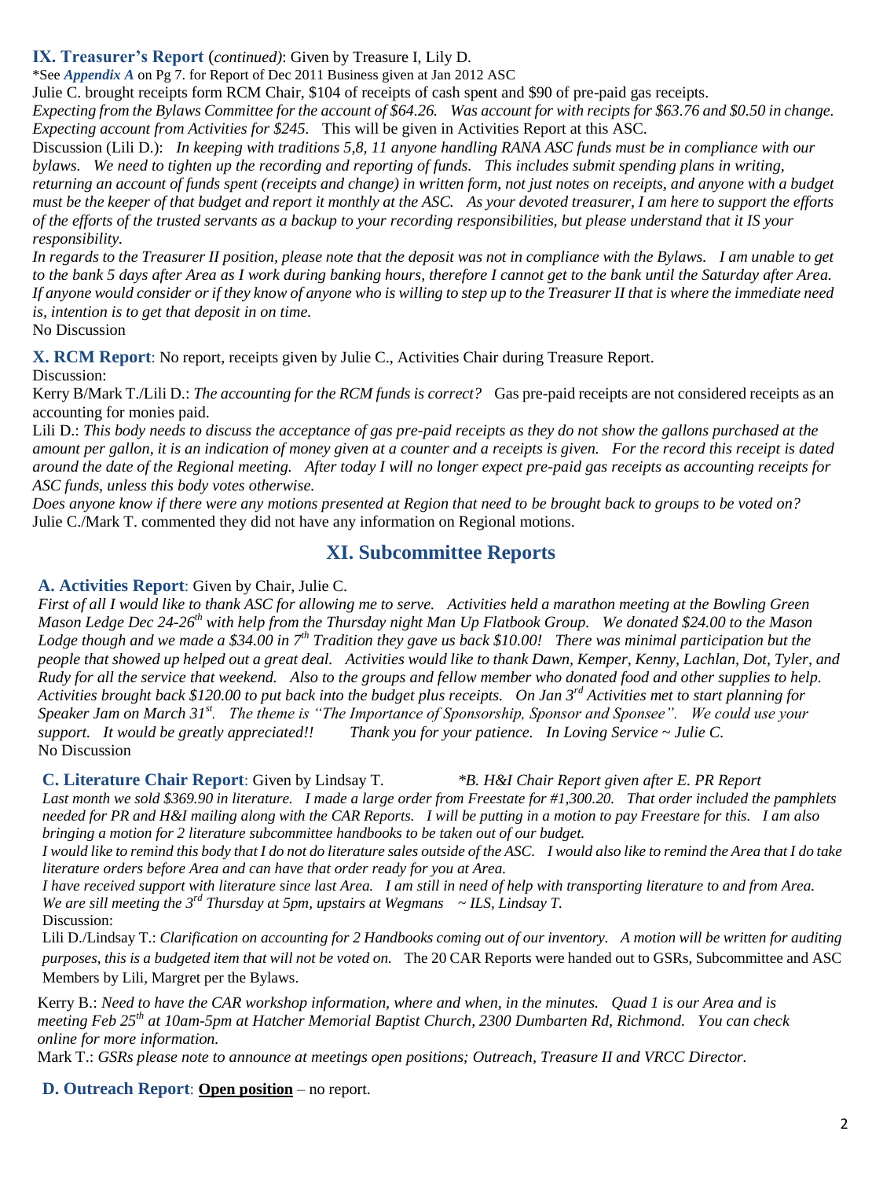**IX. Treasurer's Report** (*continued)*: Given by Treasure I, Lily D.

*See ***Appendix A*** on Pg 7. for Report of Dec 2011 Business given at Jan 2012 ASC

Julie C. brought receipts form RCM Chair, $104 of receipts of cash spent and $90 of pre-paid gas receipts.

*Expecting from the Bylaws Committee for the account of $64.26. Was account for with recipts for $63.76 and $0.50 in change. Expecting account from Activities for $245.* This will be given in Activities Report at this ASC.

Discussion (Lili D.): *In keeping with traditions 5,8, 11 anyone handling RANA ASC funds must be in compliance with our bylaws. We need to tighten up the recording and reporting of funds. This includes submit spending plans in writing, returning an account of funds spent (receipts and change) in written form, not just notes on receipts, and anyone with a budget must be the keeper of that budget and report it monthly at the ASC. As your devoted treasurer, I am here to support the efforts of the efforts of the trusted servants as a backup to your recording responsibilities, but please understand that it IS your responsibility.*

*In regards to the Treasurer II position, please note that the deposit was not in compliance with the Bylaws. I am unable to get to the bank 5 days after Area as I work during banking hours, therefore I cannot get to the bank until the Saturday after Area. If anyone would consider or if they know of anyone who is willing to step up to the Treasurer II that is where the immediate need is, intention is to get that deposit in on time.*

No Discussion

**X. RCM Report**: No report, receipts given by Julie C., Activities Chair during Treasure Report.

Discussion:

Kerry B/Mark T./Lili D.: *The accounting for the RCM funds is correct?* Gas pre-paid receipts are not considered receipts as an accounting for monies paid.

Lili D.: *This body needs to discuss the acceptance of gas pre-paid receipts as they do not show the gallons purchased at the amount per gallon, it is an indication of money given at a counter and a receipts is given. For the record this receipt is dated around the date of the Regional meeting. After today I will no longer expect pre-paid gas receipts as accounting receipts for ASC funds, unless this body votes otherwise.*

*Does anyone know if there were any motions presented at Region that need to be brought back to groups to be voted on?*

Julie C./Mark T. commented they did not have any information on Regional motions.

## XI. Subcommittee Reports

**A. Activities Report**: Given by Chair, Julie C.

*First of all I would like to thank ASC for allowing me to serve. Activities held a marathon meeting at the Bowling Green Mason Ledge Dec 24-26th with help from the Thursday night Man Up Flatbook Group. We donated $24.00 to the Mason Lodge though and we made a $34.00 in 7th Tradition they gave us back $10.00! There was minimal participation but the people that showed up helped out a great deal. Activities would like to thank Dawn, Kemper, Kenny, Lachlan, Dot, Tyler, and Rudy for all the service that weekend. Also to the groups and fellow member who donated food and other supplies to help. Activities brought back $120.00 to put back into the budget plus receipts. On Jan 3rd Activities met to start planning for Speaker Jam on March 31st. The theme is "The Importance of Sponsorship, Sponsor and Sponsee". We could use your support. It would be greatly appreciated!! Thank you for your patience. In Loving Service ~ Julie C.*

No Discussion

**C. Literature Chair Report**: Given by Lindsay T. *\*B. H&I Chair Report given after E. PR Report*

*Last month we sold $369.90 in literature. I made a large order from Freestate for #1,300.20. That order included the pamphlets needed for PR and H&I mailing along with the CAR Reports. I will be putting in a motion to pay Freestare for this. I am also bringing a motion for 2 literature subcommittee handbooks to be taken out of our budget.*

*I would like to remind this body that I do not do literature sales outside of the ASC. I would also like to remind the Area that I do take literature orders before Area and can have that order ready for you at Area.*

*I have received support with literature since last Area. I am still in need of help with transporting literature to and from Area. We are sill meeting the 3rd Thursday at 5pm, upstairs at Wegmans ~ ILS, Lindsay T.*

Discussion:

Lili D./Lindsay T.: *Clarification on accounting for 2 Handbooks coming out of our inventory. A motion will be written for auditing purposes, this is a budgeted item that will not be voted on.* The 20 CAR Reports were handed out to GSRs, Subcommittee and ASC Members by Lili, Margret per the Bylaws.

Kerry B.: *Need to have the CAR workshop information, where and when, in the minutes. Quad 1 is our Area and is meeting Feb 25th at 10am-5pm at Hatcher Memorial Baptist Church, 2300 Dumbarten Rd, Richmond. You can check online for more information.*

Mark T.: *GSRs please note to announce at meetings open positions; Outreach, Treasure II and VRCC Director.*

**D. Outreach Report**: **Open position** – no report.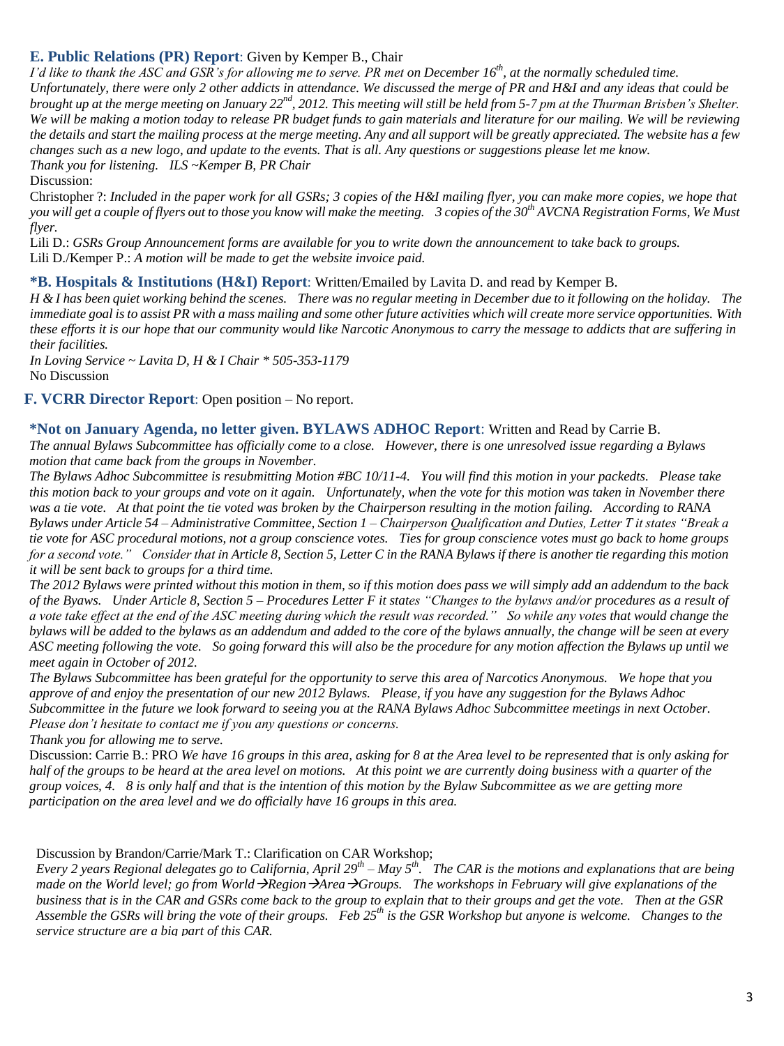### E. Public Relations (PR) Report: Given by Kemper B., Chair

*I'd like to thank the ASC and GSR's for allowing me to serve. PR met on December 16th, at the normally scheduled time. Unfortunately, there were only 2 other addicts in attendance. We discussed the merge of PR and H&I and any ideas that could be brought up at the merge meeting on January 22nd, 2012. This meeting will still be held from 5-7 pm at the Thurman Brisben's Shelter. We will be making a motion today to release PR budget funds to gain materials and literature for our mailing. We will be reviewing the details and start the mailing process at the merge meeting. Any and all support will be greatly appreciated. The website has a few changes such as a new logo, and update to the events. That is all. Any questions or suggestions please let me know. Thank you for listening. ILS ~Kemper B, PR Chair*

Discussion:

Christopher ?: *Included in the paper work for all GSRs; 3 copies of the H&I mailing flyer, you can make more copies, we hope that you will get a couple of flyers out to those you know will make the meeting. 3 copies of the 30th AVCNA Registration Forms, We Must flyer.*

Lili D.: *GSRs Group Announcement forms are available for you to write down the announcement to take back to groups.*

Lili D./Kemper P.: *A motion will be made to get the website invoice paid.*

### *B. Hospitals & Institutions (H&I) Report: Written/Emailed by Lavita D. and read by Kemper B.

*H & I has been quiet working behind the scenes. There was no regular meeting in December due to it following on the holiday. The immediate goal is to assist PR with a mass mailing and some other future activities which will create more service opportunities. With these efforts it is our hope that our community would like Narcotic Anonymous to carry the message to addicts that are suffering in their facilities.*

*In Loving Service ~ Lavita D, H & I Chair * 505-353-1179*

No Discussion

### F. VCRR Director Report: Open position – No report.

### *Not on January Agenda, no letter given. BYLAWS ADHOC Report: Written and Read by Carrie B.

*The annual Bylaws Subcommittee has officially come to a close. However, there is one unresolved issue regarding a Bylaws motion that came back from the groups in November.*

*The Bylaws Adhoc Subcommittee is resubmitting Motion #BC 10/11-4. You will find this motion in your packedts. Please take this motion back to your groups and vote on it again. Unfortunately, when the vote for this motion was taken in November there was a tie vote. At that point the tie voted was broken by the Chairperson resulting in the motion failing. According to RANA Bylaws under Article 54 – Administrative Committee, Section 1 – Chairperson Qualification and Duties, Letter T it states "Break a tie vote for ASC procedural motions, not a group conscience votes. Ties for group conscience votes must go back to home groups for a second vote." Consider that in Article 8, Section 5, Letter C in the RANA Bylaws if there is another tie regarding this motion it will be sent back to groups for a third time.*

*The 2012 Bylaws were printed without this motion in them, so if this motion does pass we will simply add an addendum to the back of the Byaws. Under Article 8, Section 5 – Procedures Letter F it states "Changes to the bylaws and/or procedures as a result of a vote take effect at the end of the ASC meeting during which the result was recorded." So while any votes that would change the bylaws will be added to the bylaws as an addendum and added to the core of the bylaws annually, the change will be seen at every ASC meeting following the vote. So going forward this will also be the procedure for any motion affection the Bylaws up until we meet again in October of 2012.*

*The Bylaws Subcommittee has been grateful for the opportunity to serve this area of Narcotics Anonymous. We hope that you approve of and enjoy the presentation of our new 2012 Bylaws. Please, if you have any suggestion for the Bylaws Adhoc Subcommittee in the future we look forward to seeing you at the RANA Bylaws Adhoc Subcommittee meetings in next October. Please don't hesitate to contact me if you any questions or concerns.*

*Thank you for allowing me to serve.*

Discussion: Carrie B.: PRO *We have 16 groups in this area, asking for 8 at the Area level to be represented that is only asking for half of the groups to be heard at the area level on motions. At this point we are currently doing business with a quarter of the group voices, 4. 8 is only half and that is the intention of this motion by the Bylaw Subcommittee as we are getting more participation on the area level and we do officially have 16 groups in this area.*

Discussion by Brandon/Carrie/Mark T.: Clarification on CAR Workshop;

*Every 2 years Regional delegates go to California, April 29th – May 5th. The CAR is the motions and explanations that are being made on the World level; go from World→Region→Area→Groups. The workshops in February will give explanations of the business that is in the CAR and GSRs come back to the group to explain that to their groups and get the vote. Then at the GSR Assemble the GSRs will bring the vote of their groups. Feb 25th is the GSR Workshop but anyone is welcome. Changes to the service structure are a big part of this CAR.*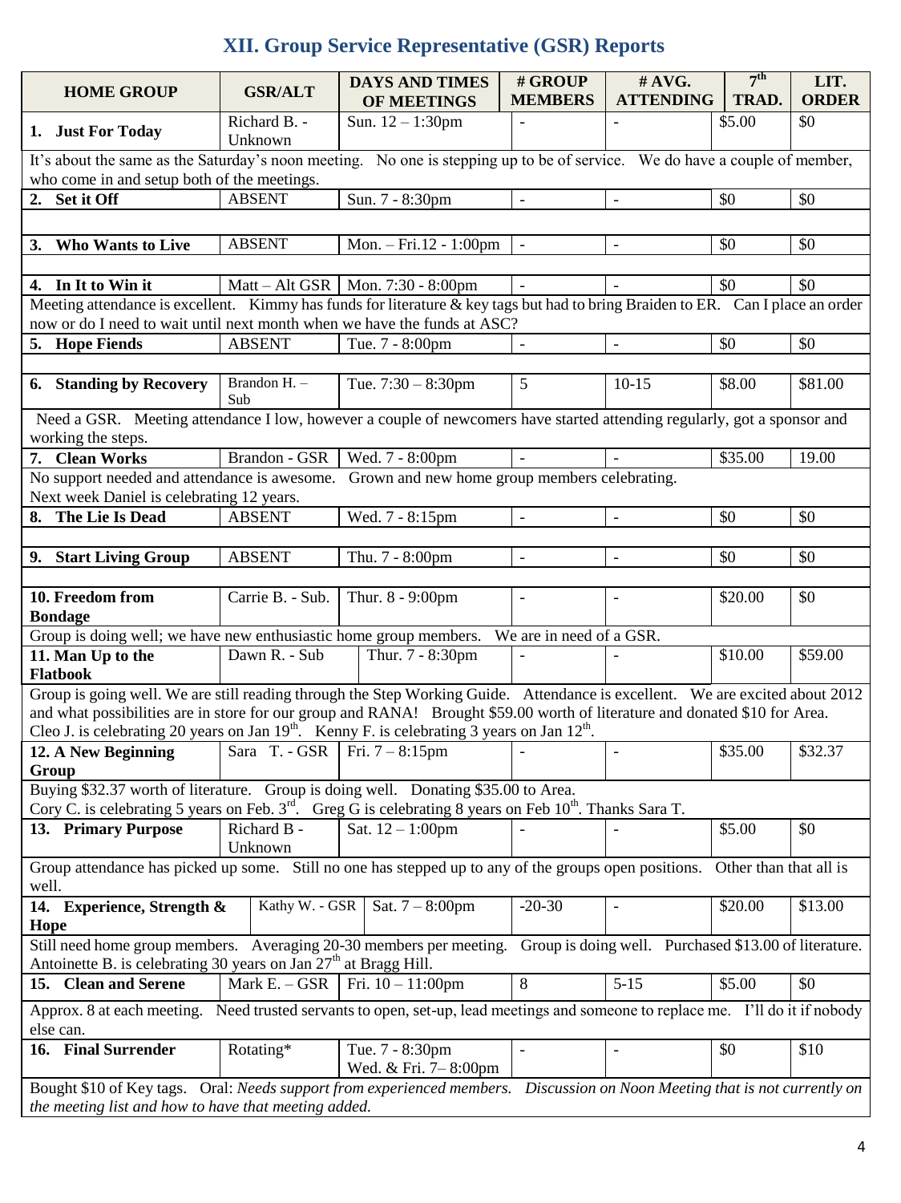## XII. Group Service Representative (GSR) Reports

| HOME GROUP | GSR/ALT | DAYS AND TIMES OF MEETINGS | # GROUP MEMBERS | # AVG. ATTENDING | 7th TRAD. | LIT. ORDER |
|---|---|---|---|---|---|---|
| **1. Just For Today** | Richard B. - Unknown | Sun. 12 – 1:30pm | - | - | $5.00 | $0 |
| It's about the same as the Saturday's noon meeting. No one is stepping up to be of service. We do have a couple of member, who come in and setup both of the meetings. | | | | | | |
| **2. Set it Off** | ABSENT | Sun. 7 - 8:30pm | - | - | $0 | $0 |
| **3. Who Wants to Live** | ABSENT | Mon. – Fri.12 - 1:00pm | - | - | $0 | $0 |
| **4. In It to Win it** | Matt – Alt GSR | Mon. 7:30 - 8:00pm | - | - | $0 | $0 |
| Meeting attendance is excellent. Kimmy has funds for literature & key tags but had to bring Braiden to ER. Can I place an order now or do I need to wait until next month when we have the funds at ASC? | | | | | | |
| **5. Hope Fiends** | ABSENT | Tue. 7 - 8:00pm | - | - | $0 | $0 |
| **6. Standing by Recovery** | Brandon H. – Sub | Tue. 7:30 – 8:30pm | 5 | 10-15 | $8.00 | $81.00 |
| Need a GSR. Meeting attendance I low, however a couple of newcomers have started attending regularly, got a sponsor and working the steps. | | | | | | |
| **7. Clean Works** | Brandon - GSR | Wed. 7 - 8:00pm | - | - | $35.00 | 19.00 |
| No support needed and attendance is awesome. Grown and new home group members celebrating. Next week Daniel is celebrating 12 years. | | | | | | |
| **8. The Lie Is Dead** | ABSENT | Wed. 7 - 8:15pm | - | - | $0 | $0 |
| **9. Start Living Group** | ABSENT | Thu. 7 - 8:00pm | - | - | $0 | $0 |
| **10. Freedom from Bondage** | Carrie B. - Sub. | Thur. 8 - 9:00pm | - | - | $20.00 | $0 |
| Group is doing well; we have new enthusiastic home group members. We are in need of a GSR. | | | | | | |
| **11. Man Up to the Flatbook** | Dawn R. - Sub | Thur. 7 - 8:30pm | - | - | $10.00 | $59.00 |
| Group is going well. We are still reading through the Step Working Guide. Attendance is excellent. We are excited about 2012 and what possibilities are in store for our group and RANA! Brought $59.00 worth of literature and donated $10 for Area. Cleo J. is celebrating 20 years on Jan 19th. Kenny F. is celebrating 3 years on Jan 12th. | | | | | | |
| **12. A New Beginning Group** | Sara T. - GSR | Fri. 7 – 8:15pm | - | - | $35.00 | $32.37 |
| Buying $32.37 worth of literature. Group is doing well. Donating $35.00 to Area. Cory C. is celebrating 5 years on Feb. 3rd. Greg G is celebrating 8 years on Feb 10th. Thanks Sara T. | | | | | | |
| **13. Primary Purpose** | Richard B - Unknown | Sat. 12 – 1:00pm | - | - | $5.00 | $0 |
| Group attendance has picked up some. Still no one has stepped up to any of the groups open positions. Other than that all is well. | | | | | | |
| **14. Experience, Strength & Hope** | Kathy W. - GSR | Sat. 7 – 8:00pm | -20-30 | - | $20.00 | $13.00 |
| Still need home group members. Averaging 20-30 members per meeting. Group is doing well. Purchased $13.00 of literature. Antoinette B. is celebrating 30 years on Jan 27th at Bragg Hill. | | | | | | |
| **15. Clean and Serene** | Mark E. – GSR | Fri. 10 – 11:00pm | 8 | 5-15 | $5.00 | $0 |
| Approx. 8 at each meeting. Need trusted servants to open, set-up, lead meetings and someone to replace me. I'll do it if nobody else can. | | | | | | |
| **16. Final Surrender** | Rotating* | Tue. 7 - 8:30pm<br>Wed. & Fri. 7– 8:00pm | - | - | $0 | $10 |
| Bought $10 of Key tags. Oral: *Needs support from experienced members. Discussion on Noon Meeting that is not currently on the meeting list and how to have that meeting added.* | | | | | | |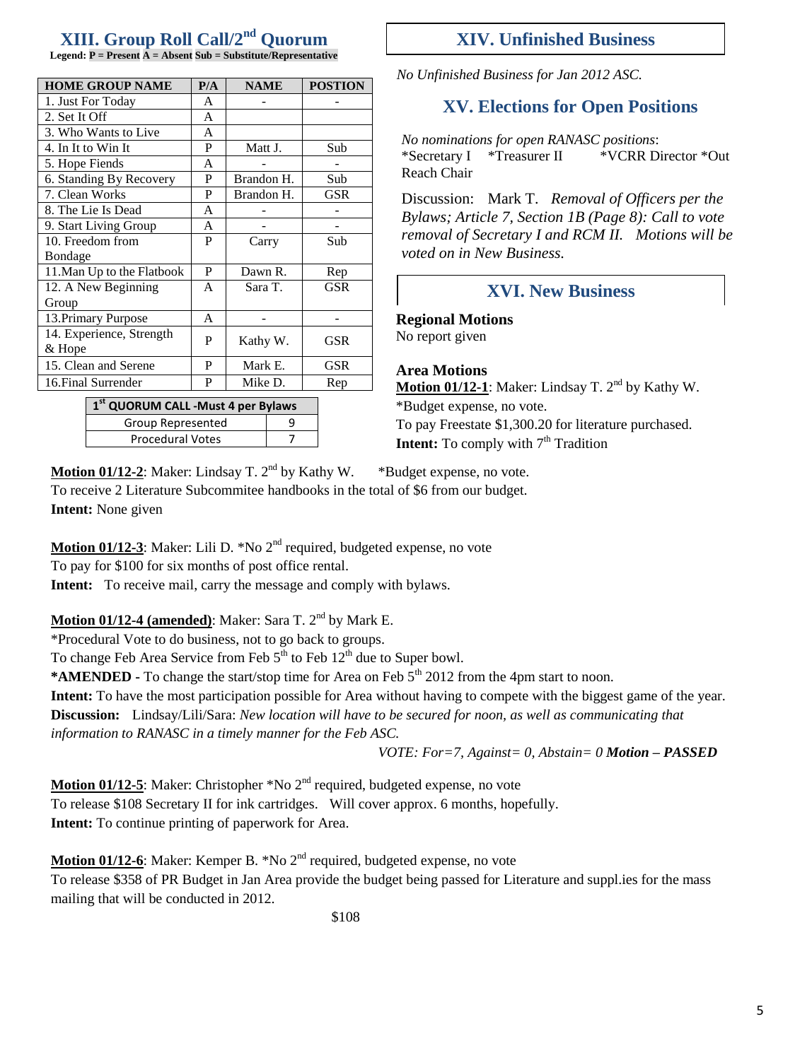## XIII. Group Roll Call/2nd Quorum

**Legend: P = Present A = Absent Sub = Substitute/Representative**

| HOME GROUP NAME | P/A | NAME | POSTION |
|---|---|---|---|
| 1. Just For Today | A | - | - |
| 2. Set It Off | A | | |
| 3. Who Wants to Live | A | | |
| 4. In It to Win It | P | Matt J. | Sub |
| 5. Hope Fiends | A | - | - |
| 6. Standing By Recovery | P | Brandon H. | Sub |
| 7. Clean Works | P | Brandon H. | GSR |
| 8. The Lie Is Dead | A | - | - |
| 9. Start Living Group | A | - | - |
| 10. Freedom from Bondage | P | Carry | Sub |
| 11.Man Up to the Flatbook | P | Dawn R. | Rep |
| 12. A New Beginning Group | A | Sara T. | GSR |
| 13.Primary Purpose | A | - | - |
| 14. Experience, Strength & Hope | P | Kathy W. | GSR |
| 15. Clean and Serene | P | Mark E. | GSR |
| 16.Final Surrender | P | Mike D. | Rep |

| 1st QUORUM CALL -Must 4 per Bylaws | |
|---|---|
| Group Represented | 9 |
| Procedural Votes | 7 |

## XIV. Unfinished Business

*No Unfinished Business for Jan 2012 ASC.*

## XV. Elections for Open Positions

*No nominations for open RANASC positions*:
*Secretary I *Treasurer II *VCRR Director *Out Reach Chair

Discussion: Mark T. *Removal of Officers per the Bylaws; Article 7, Section 1B (Page 8): Call to vote removal of Secretary I and RCM II. Motions will be voted on in New Business.*

## XVI. New Business

### Regional Motions

No report given

### Area Motions

**Motion 01/12-1**: Maker: Lindsay T. 2nd by Kathy W.
*Budget expense, no vote.
To pay Freestate $1,300.20 for literature purchased.
**Intent:** To comply with 7th Tradition

**Motion 01/12-2**: Maker: Lindsay T. 2nd by Kathy W. *Budget expense, no vote.
To receive 2 Literature Subcommitee handbooks in the total of $6 from our budget.
**Intent:** None given

**Motion 01/12-3**: Maker: Lili D. *No 2nd required, budgeted expense, no vote
To pay for $100 for six months of post office rental.
**Intent:** To receive mail, carry the message and comply with bylaws.

**Motion 01/12-4 (amended)**: Maker: Sara T. 2nd by Mark E.
*Procedural Vote to do business, not to go back to groups.
To change Feb Area Service from Feb 5th to Feb 12th due to Super bowl.
***AMENDED -** To change the start/stop time for Area on Feb 5th 2012 from the 4pm start to noon.
**Intent:** To have the most participation possible for Area without having to compete with the biggest game of the year.
**Discussion:** Lindsay/Lili/Sara: *New location will have to be secured for noon, as well as communicating that information to RANASC in a timely manner for the Feb ASC.*

*VOTE: For=7, Against= 0, Abstain= 0* ***Motion – PASSED***

**Motion 01/12-5**: Maker: Christopher *No 2nd required, budgeted expense, no vote
To release $108 Secretary II for ink cartridges. Will cover approx. 6 months, hopefully.
**Intent:** To continue printing of paperwork for Area.

**Motion 01/12-6**: Maker: Kemper B. *No 2nd required, budgeted expense, no vote
To release $358 of PR Budget in Jan Area provide the budget being passed for Literature and suppl.ies for the mass mailing that will be conducted in 2012.

$108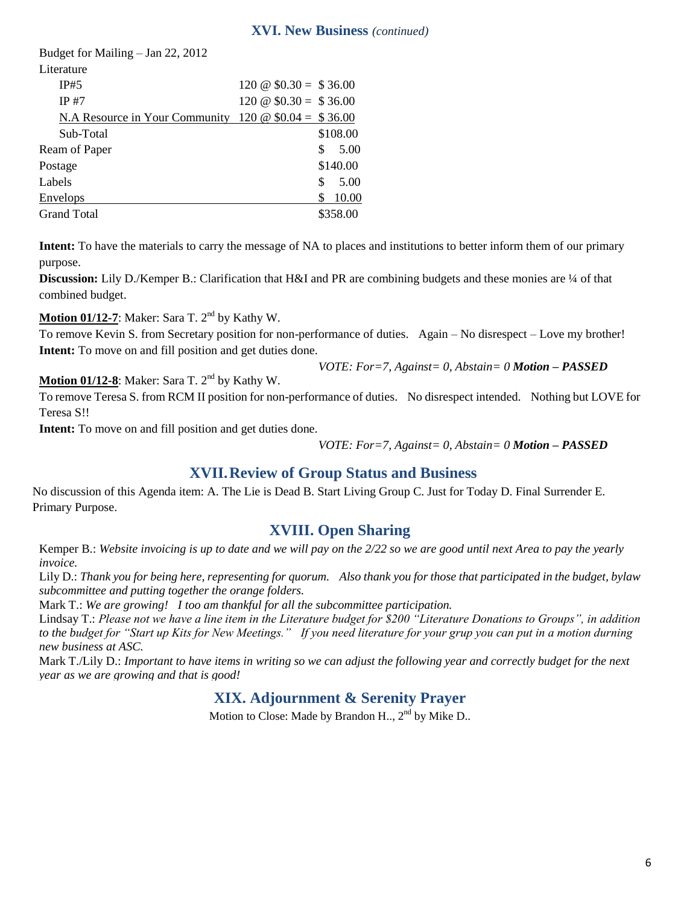## XVI. New Business *(continued)*

Budget for Mailing – Jan 22, 2012

| | | |
|---|---|---|
| Literature | | |
| IP#5 | 120 @ $0.30 = | $ 36.00 |
| IP #7 | 120 @ $0.30 = | $ 36.00 |
| N.A Resource in Your Community | 120 @ $0.04 = | $ 36.00 |
| Sub-Total | | $108.00 |
| Ream of Paper | | $ 5.00 |
| Postage | | $140.00 |
| Labels | | $ 5.00 |
| Envelops | | $ 10.00 |
| Grand Total | | $358.00 |

**Intent:** To have the materials to carry the message of NA to places and institutions to better inform them of our primary purpose.

**Discussion:** Lily D./Kemper B.: Clarification that H&I and PR are combining budgets and these monies are ¼ of that combined budget.

**Motion 01/12-7**: Maker: Sara T. 2nd by Kathy W.

To remove Kevin S. from Secretary position for non-performance of duties. Again – No disrespect – Love my brother!

**Intent:** To move on and fill position and get duties done.

*VOTE: For=7, Against= 0, Abstain= 0* ***Motion – PASSED***

**Motion 01/12-8**: Maker: Sara T. 2nd by Kathy W.

To remove Teresa S. from RCM II position for non-performance of duties. No disrespect intended. Nothing but LOVE for Teresa S!!

**Intent:** To move on and fill position and get duties done.

*VOTE: For=7, Against= 0, Abstain= 0* ***Motion – PASSED***

## XVII. Review of Group Status and Business

No discussion of this Agenda item: A. The Lie is Dead B. Start Living Group C. Just for Today D. Final Surrender E. Primary Purpose.

## XVIII. Open Sharing

Kemper B.: *Website invoicing is up to date and we will pay on the 2/22 so we are good until next Area to pay the yearly invoice.*

Lily D.: *Thank you for being here, representing for quorum. Also thank you for those that participated in the budget, bylaw subcommittee and putting together the orange folders.*

Mark T.: *We are growing! I too am thankful for all the subcommittee participation.*

Lindsay T.: *Please not we have a line item in the Literature budget for $200 "Literature Donations to Groups", in addition to the budget for "Start up Kits for New Meetings." If you need literature for your grup you can put in a motion durning new business at ASC.*

Mark T./Lily D.: *Important to have items in writing so we can adjust the following year and correctly budget for the next year as we are growing and that is good!*

## XIX. Adjournment & Serenity Prayer

Motion to Close: Made by Brandon H.., 2nd by Mike D..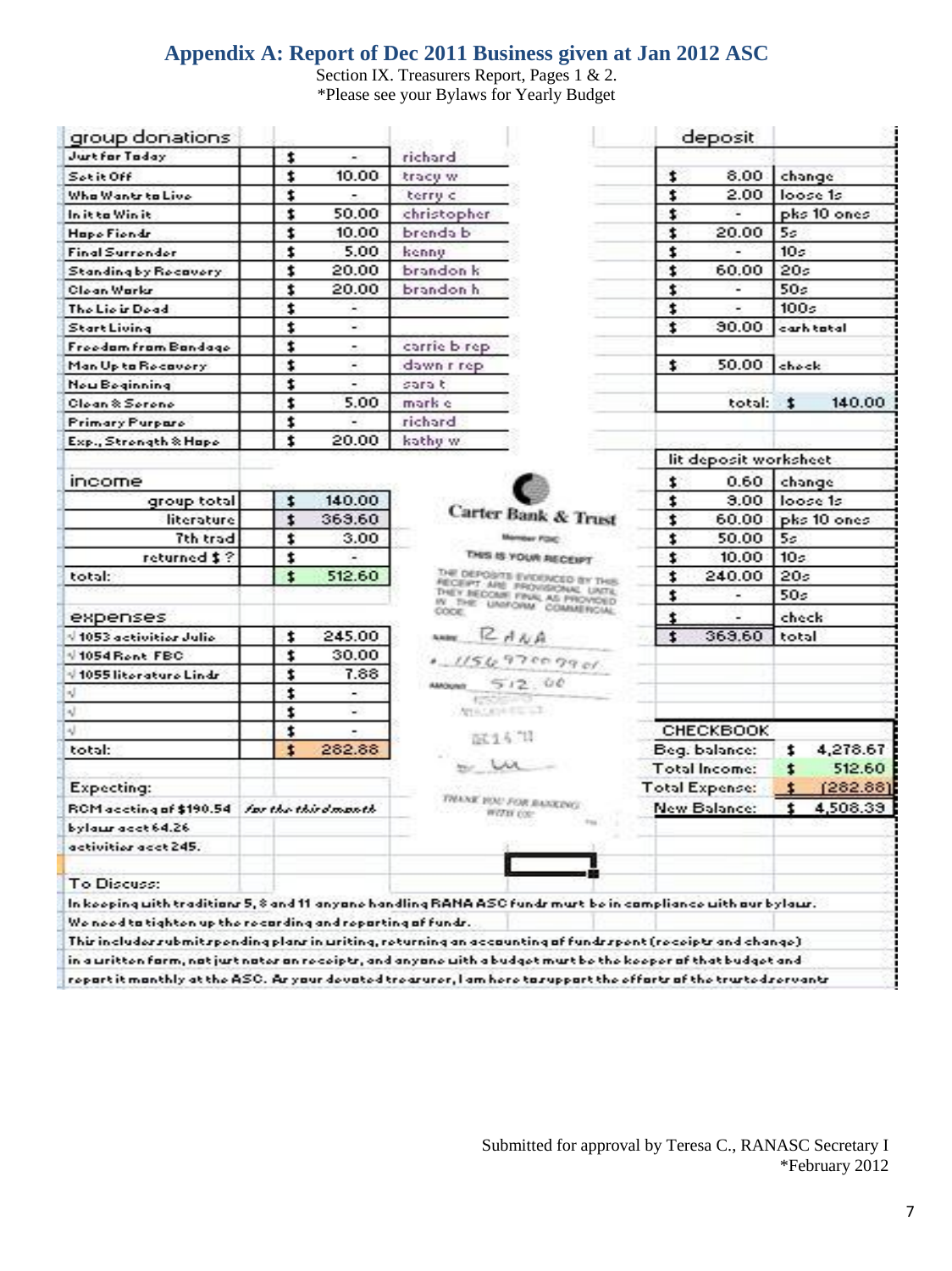# Appendix A: Report of Dec 2011 Business given at Jan 2012 ASC

Section IX. Treasurers Report, Pages 1 & 2.
*Please see your Bylaws for Yearly Budget

| group donations | | |
|---|---|---|
| Just for Today | $ - | richard |
| Set it Off | $ 10.00 | tracy w |
| Who Wants to Live | $ - | terry c |
| In it to Win it | $ 50.00 | christopher |
| Hope Fiends | $ 10.00 | brenda b |
| Final Surrender | $ 5.00 | kenny |
| Standing by Recovery | $ 20.00 | brandon k |
| Clean Works | $ 20.00 | brandon h |
| The Lie is Dead | $ - | |
| Start Living | $ - | |
| Freedom from Bondage | $ - | carrie b rep |
| Man Up to Recovery | $ - | dawn r rep |
| New Beginning | $ - | sara t |
| Clean & Serene | $ 5.00 | mark c |
| Primary Purpose | $ - | richard |
| Exp., Strength & Hope | $ 20.00 | kathy w |

| deposit | |
|---|---|
| $ 8.00 | change |
| $ 2.00 | loose 1s |
| $ - | pks 10 ones |
| $ 20.00 | 5s |
| $ - | 10s |
| $ 60.00 | 20s |
| $ - | 50s |
| $ - | 100s |
| $ 90.00 | cash total |
| $ 50.00 | check |
| total: | $ 140.00 |

| income | |
|---|---|
| group total | $ 140.00 |
| literature | $ 369.60 |
| 7th trad | $ 3.00 |
| returned $ ? | $ - |
| total: | $ 512.60 |

| lit deposit worksheet | |
|---|---|
| $ 0.60 | change |
| $ 9.00 | loose 1s |
| $ 60.00 | pks 10 ones |
| $ 50.00 | 5s |
| $ 10.00 | 10s |
| $ 240.00 | 20s |
| $ - | 50s |
| $ - | check |
| $ 369.60 | total |

Carter Bank & Trust
Member FDIC
THIS IS YOUR RECEIPT
THE DEPOSITS EVIDENCED BY THIS RECEIPT ARE PROVISIONAL UNTIL THEY BECOME FINAL AS PROVIDED IN THE UNIFORM COMMERCIAL CODE
NAME RANA
# 1156970099 01
AMOUNT 512.00
THANK YOU FOR BANKING WITH US

| expenses | |
|---|---|
| √ 1053 activities Julie | $ 245.00 |
| √ 1054 Rent FBC | $ 30.00 |
| √ 1055 literature Linda | $ 7.88 |
| √ | $ - |
| √ | $ - |
| √ | $ - |
| total: | $ 282.88 |

| CHECKBOOK | |
|---|---|
| Beg. balance: | $ 4,278.67 |
| Total Income: | $ 512.60 |
| Total Expense: | $ (282.88) |
| New Balance: | $ 4,508.39 |

Expecting:
RCM acct of $190.54 *for the third month*
bylaws acct 64.26
activities acct 245.

To Discuss:
In keeping with traditions 5, 8 and 11 anyone handling RANA ASC funds must be in compliance with our bylaws.
We need to tighten up the recording and reporting of funds.
This includes submits pending plans in writing, returning an accounting of funds spent (receipts and change)
in a written form, not just notes on receipts, and anyone with a budget must be the keeper of that budget and
report it monthly at the ASC. As your devoted treasurer, I am here to support the efforts of the trusted servants

Submitted for approval by Teresa C., RANASC Secretary I
*February 2012